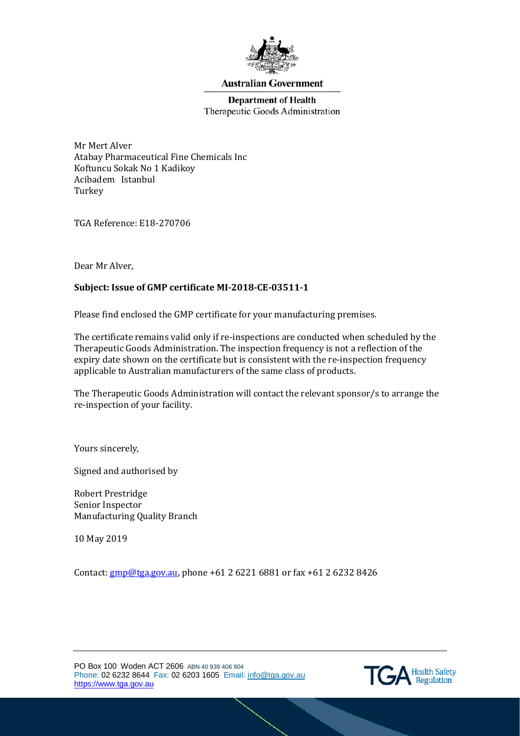**Australian Government**

**Department of Health**
Therapeutic Goods Administration

Mr Mert Alver
Atabay Pharmaceutical Fine Chemicals Inc
Koftuncu Sokak No 1 Kadikoy
Acibadem Istanbul
Turkey

TGA Reference: E18-270706

Dear Mr Alver,

**Subject: Issue of GMP certificate MI-2018-CE-03511-1**

Please find enclosed the GMP certificate for your manufacturing premises.

The certificate remains valid only if re-inspections are conducted when scheduled by the Therapeutic Goods Administration. The inspection frequency is not a reflection of the expiry date shown on the certificate but is consistent with the re-inspection frequency applicable to Australian manufacturers of the same class of products.

The Therapeutic Goods Administration will contact the relevant sponsor/s to arrange the re-inspection of your facility.

Yours sincerely,

Signed and authorised by

Robert Prestridge
Senior Inspector
Manufacturing Quality Branch

10 May 2019

Contact: gmp@tga.gov.au, phone +61 2 6221 6881 or fax +61 2 6232 8426

PO Box 100 Woden ACT 2606 ABN 40 939 406 804
Phone: 02 6232 8644 Fax: 02 6203 1605 Email: info@tga.gov.au
https://www.tga.gov.au

TGA Health Safety Regulation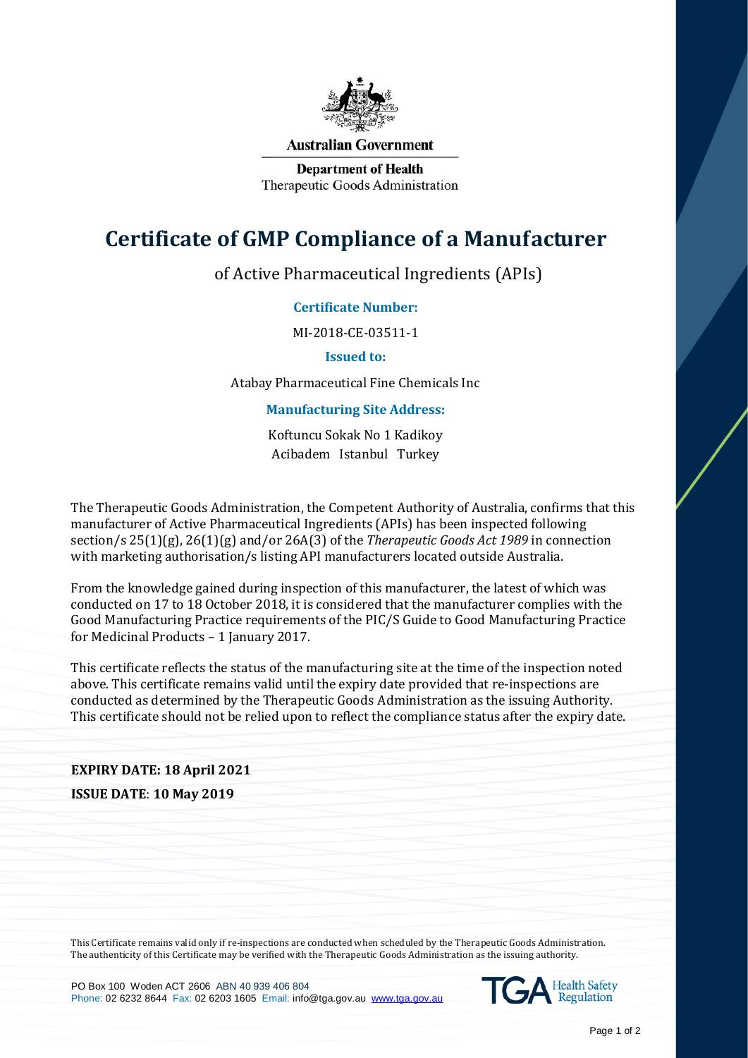Australian Government

Department of Health
Therapeutic Goods Administration

# Certificate of GMP Compliance of a Manufacturer

of Active Pharmaceutical Ingredients (APIs)

**Certificate Number:**

MI-2018-CE-03511-1

**Issued to:**

Atabay Pharmaceutical Fine Chemicals Inc

**Manufacturing Site Address:**

Koftuncu Sokak No 1 Kadikoy
Acibadem Istanbul Turkey

The Therapeutic Goods Administration, the Competent Authority of Australia, confirms that this manufacturer of Active Pharmaceutical Ingredients (APIs) has been inspected following section/s 25(1)(g), 26(1)(g) and/or 26A(3) of the *Therapeutic Goods Act 1989* in connection with marketing authorisation/s listing API manufacturers located outside Australia.

From the knowledge gained during inspection of this manufacturer, the latest of which was conducted on 17 to 18 October 2018, it is considered that the manufacturer complies with the Good Manufacturing Practice requirements of the PIC/S Guide to Good Manufacturing Practice for Medicinal Products – 1 January 2017.

This certificate reflects the status of the manufacturing site at the time of the inspection noted above. This certificate remains valid until the expiry date provided that re-inspections are conducted as determined by the Therapeutic Goods Administration as the issuing Authority. This certificate should not be relied upon to reflect the compliance status after the expiry date.

**EXPIRY DATE: 18 April 2021**

**ISSUE DATE**: **10 May 2019**

This Certificate remains valid only if re-inspections are conducted when scheduled by the Therapeutic Goods Administration. The authenticity of this Certificate may be verified with the Therapeutic Goods Administration as the issuing authority.

PO Box 100 Woden ACT 2606 ABN 40 939 406 804
Phone: 02 6232 8644 Fax: 02 6203 1605 Email: info@tga.gov.au www.tga.gov.au

TGA Health Safety Regulation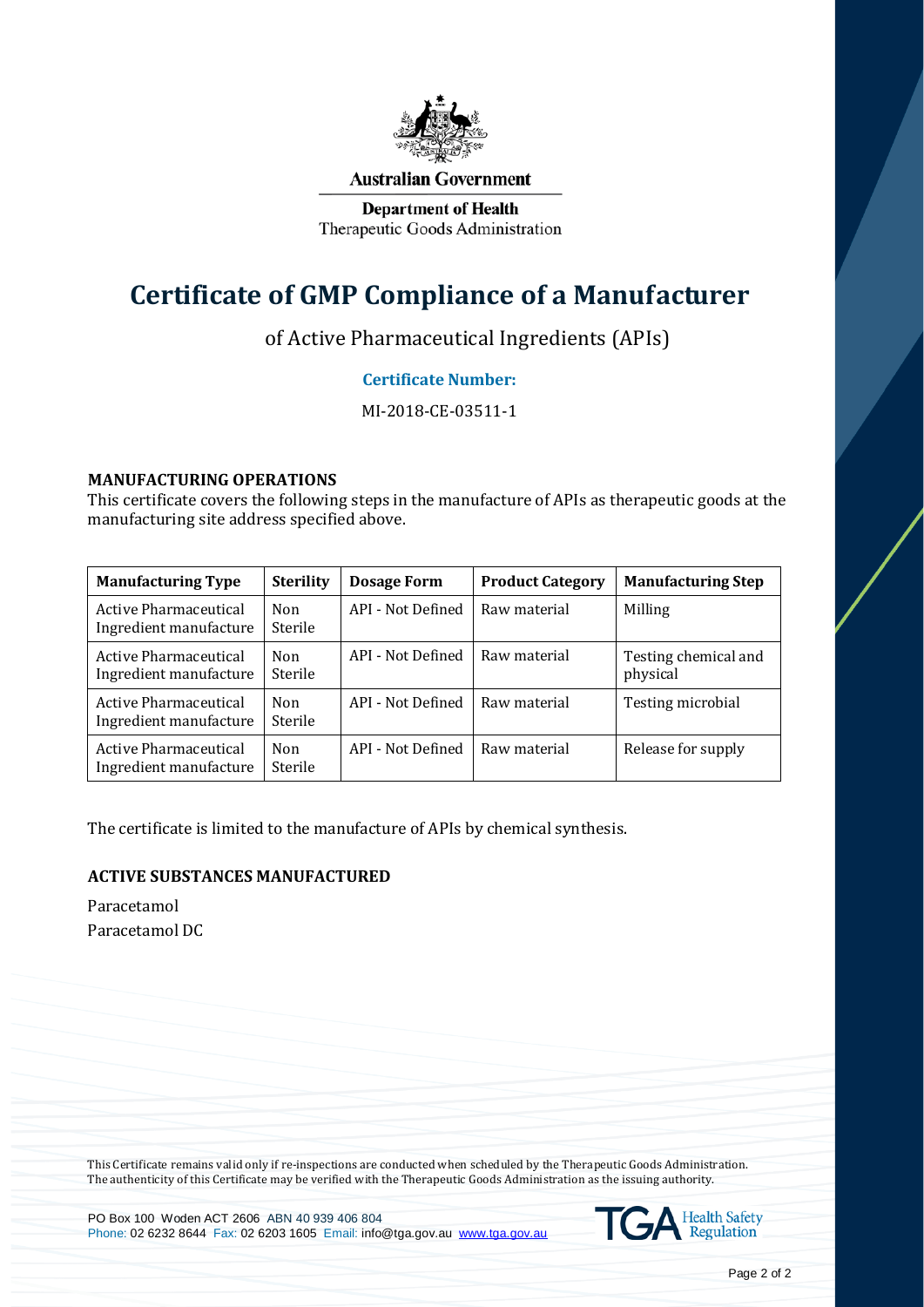Australian Government

Department of Health
Therapeutic Goods Administration

# Certificate of GMP Compliance of a Manufacturer

of Active Pharmaceutical Ingredients (APIs)

**Certificate Number:**

MI-2018-CE-03511-1

### MANUFACTURING OPERATIONS

This certificate covers the following steps in the manufacture of APIs as therapeutic goods at the manufacturing site address specified above.

| Manufacturing Type | Sterility | Dosage Form | Product Category | Manufacturing Step |
|---|---|---|---|---|
| Active Pharmaceutical Ingredient manufacture | Non Sterile | API - Not Defined | Raw material | Milling |
| Active Pharmaceutical Ingredient manufacture | Non Sterile | API - Not Defined | Raw material | Testing chemical and physical |
| Active Pharmaceutical Ingredient manufacture | Non Sterile | API - Not Defined | Raw material | Testing microbial |
| Active Pharmaceutical Ingredient manufacture | Non Sterile | API - Not Defined | Raw material | Release for supply |

The certificate is limited to the manufacture of APIs by chemical synthesis.

### ACTIVE SUBSTANCES MANUFACTURED

Paracetamol
Paracetamol DC

This Certificate remains valid only if re-inspections are conducted when scheduled by the Therapeutic Goods Administration. The authenticity of this Certificate may be verified with the Therapeutic Goods Administration as the issuing authority.

PO Box 100 Woden ACT 2606 ABN 40 939 406 804
Phone: 02 6232 8644 Fax: 02 6203 1605 Email: info@tga.gov.au www.tga.gov.au

TGA Health Safety Regulation